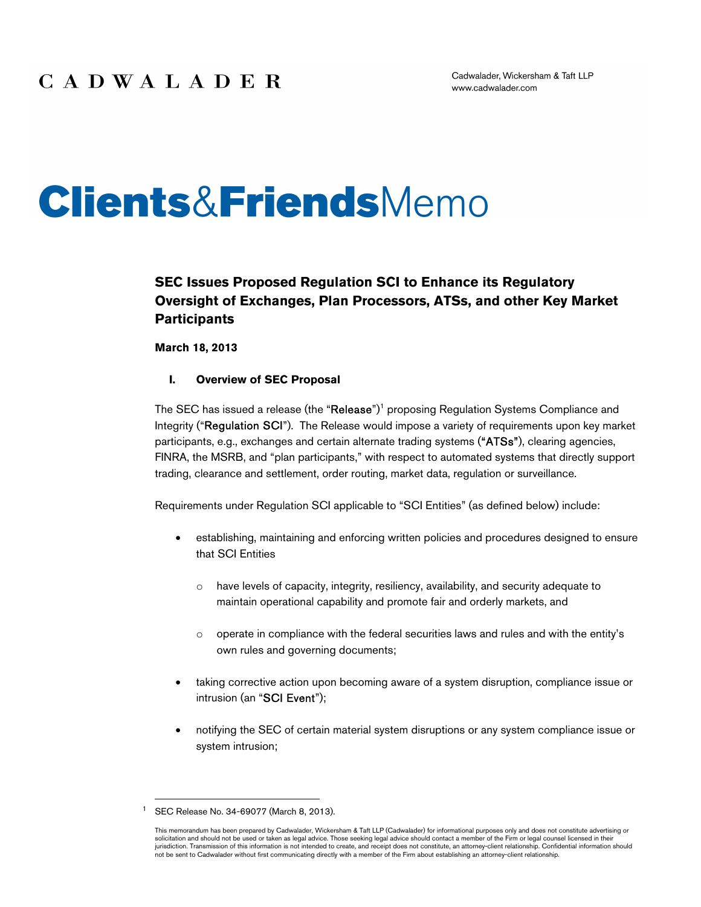CADWALADER

Cadwalader, Wickersham & Taft LLP
www.cadwalader.com

# Clients&FriendsMemo

## SEC Issues Proposed Regulation SCI to Enhance its Regulatory Oversight of Exchanges, Plan Processors, ATSs, and other Key Market Participants

**March 18, 2013**

### I. Overview of SEC Proposal

The SEC has issued a release (the "**Release**")[1] proposing Regulation Systems Compliance and Integrity ("**Regulation SCI**"). The Release would impose a variety of requirements upon key market participants, e.g., exchanges and certain alternate trading systems ("**ATSs**"), clearing agencies, FINRA, the MSRB, and "plan participants," with respect to automated systems that directly support trading, clearance and settlement, order routing, market data, regulation or surveillance.

Requirements under Regulation SCI applicable to "SCI Entities" (as defined below) include:

- establishing, maintaining and enforcing written policies and procedures designed to ensure that SCI Entities
  - have levels of capacity, integrity, resiliency, availability, and security adequate to maintain operational capability and promote fair and orderly markets, and
  - operate in compliance with the federal securities laws and rules and with the entity's own rules and governing documents;
- taking corrective action upon becoming aware of a system disruption, compliance issue or intrusion (an "**SCI Event**");
- notifying the SEC of certain material system disruptions or any system compliance issue or system intrusion;

[1] SEC Release No. 34-69077 (March 8, 2013).

This memorandum has been prepared by Cadwalader, Wickersham & Taft LLP (Cadwalader) for informational purposes only and does not constitute advertising or solicitation and should not be used or taken as legal advice. Those seeking legal advice should contact a member of the Firm or legal counsel licensed in their jurisdiction. Transmission of this information is not intended to create, and receipt does not constitute, an attorney-client relationship. Confidential information should not be sent to Cadwalader without first communicating directly with a member of the Firm about establishing an attorney-client relationship.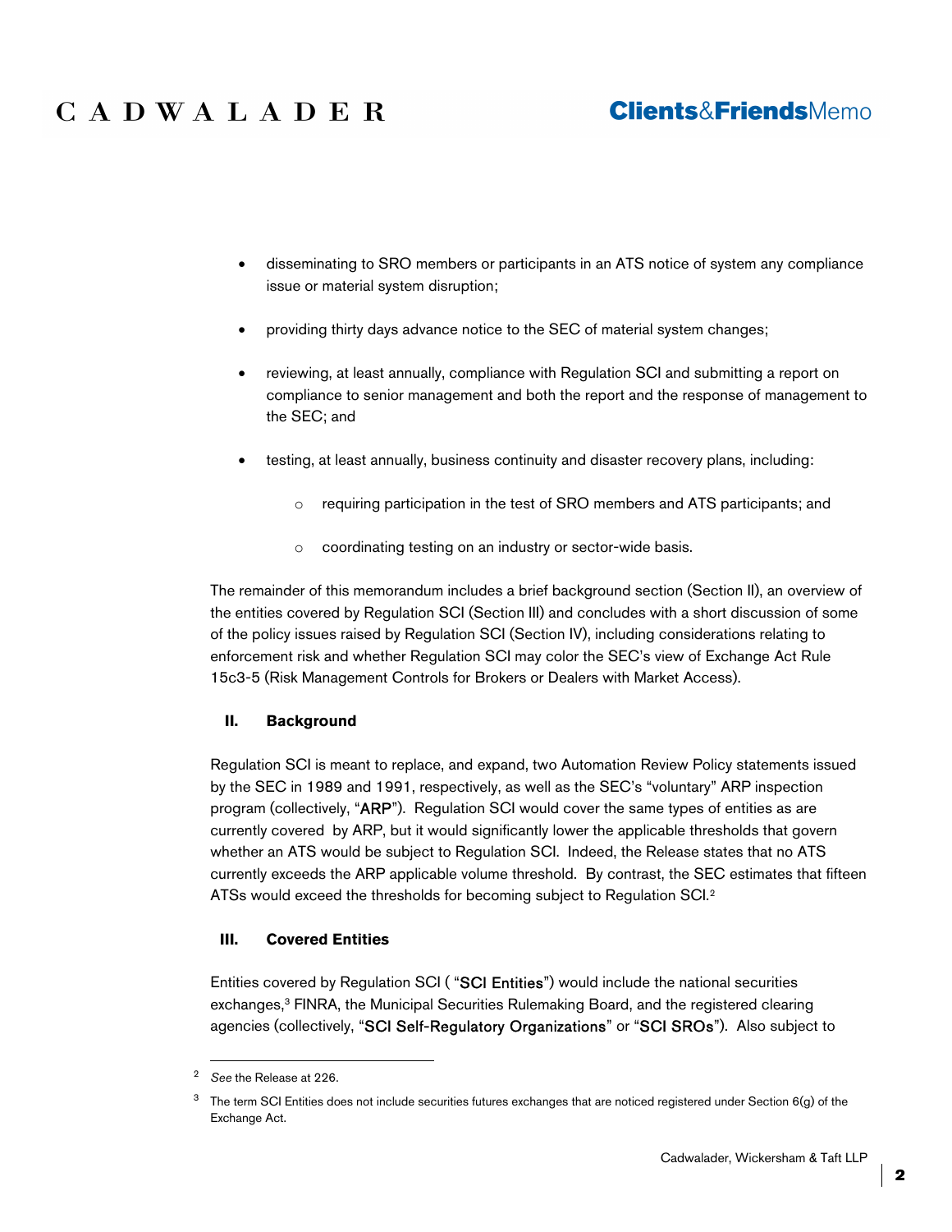- disseminating to SRO members or participants in an ATS notice of system any compliance issue or material system disruption;
- providing thirty days advance notice to the SEC of material system changes;
- reviewing, at least annually, compliance with Regulation SCI and submitting a report on compliance to senior management and both the report and the response of management to the SEC; and
- testing, at least annually, business continuity and disaster recovery plans, including:
  - requiring participation in the test of SRO members and ATS participants; and
  - coordinating testing on an industry or sector-wide basis.

The remainder of this memorandum includes a brief background section (Section II), an overview of the entities covered by Regulation SCI (Section III) and concludes with a short discussion of some of the policy issues raised by Regulation SCI (Section IV), including considerations relating to enforcement risk and whether Regulation SCI may color the SEC's view of Exchange Act Rule 15c3-5 (Risk Management Controls for Brokers or Dealers with Market Access).

## II. Background

Regulation SCI is meant to replace, and expand, two Automation Review Policy statements issued by the SEC in 1989 and 1991, respectively, as well as the SEC's "voluntary" ARP inspection program (collectively, "**ARP**"). Regulation SCI would cover the same types of entities as are currently covered by ARP, but it would significantly lower the applicable thresholds that govern whether an ATS would be subject to Regulation SCI. Indeed, the Release states that no ATS currently exceeds the ARP applicable volume threshold. By contrast, the SEC estimates that fifteen ATSs would exceed the thresholds for becoming subject to Regulation SCI.[2]

## III. Covered Entities

Entities covered by Regulation SCI ( "**SCI Entities**") would include the national securities exchanges,[3] FINRA, the Municipal Securities Rulemaking Board, and the registered clearing agencies (collectively, "**SCI Self-Regulatory Organizations**" or "**SCI SROs**"). Also subject to

---

[2] *See* the Release at 226.

[3] The term SCI Entities does not include securities futures exchanges that are noticed registered under Section 6(g) of the Exchange Act.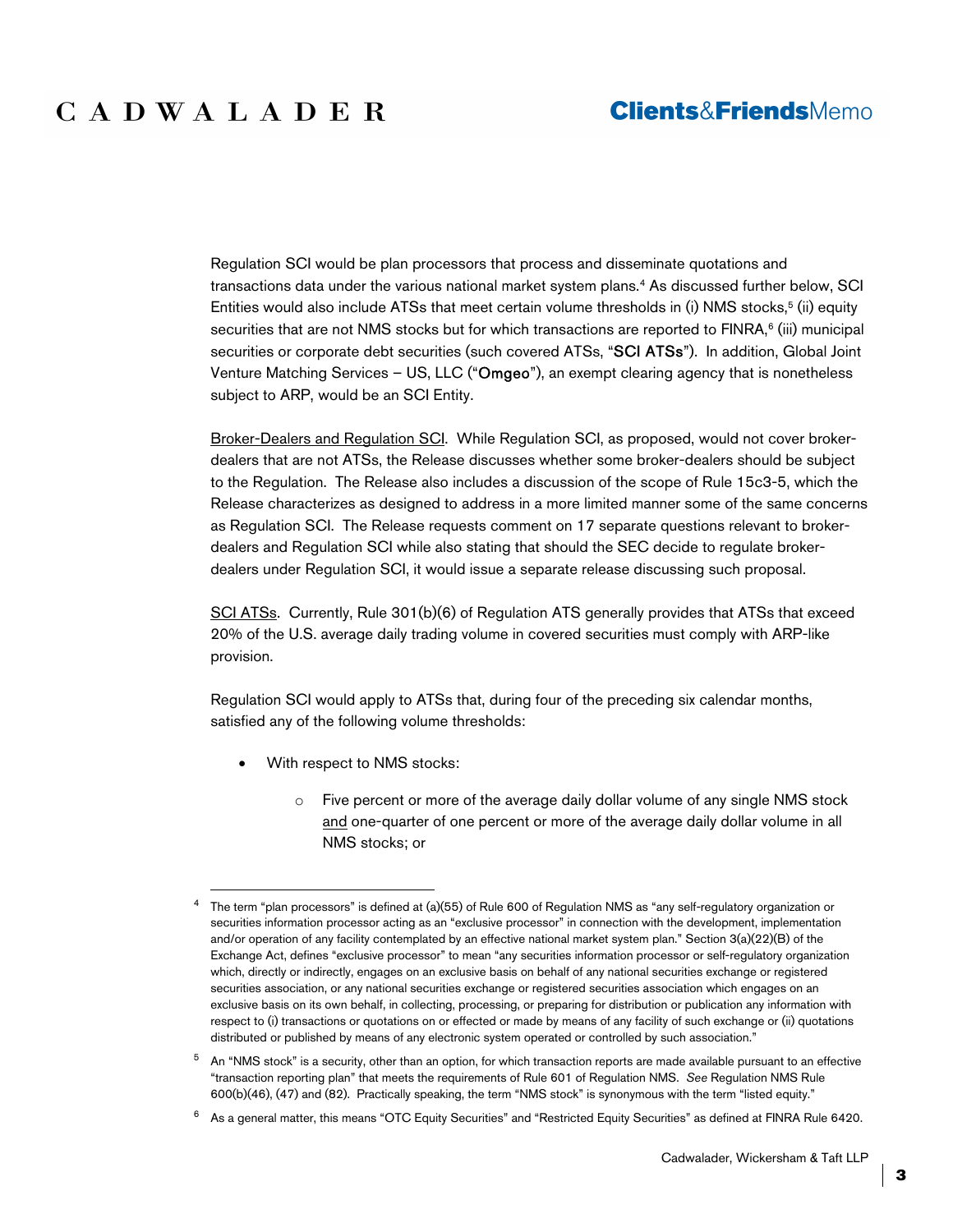Regulation SCI would be plan processors that process and disseminate quotations and transactions data under the various national market system plans.[4] As discussed further below, SCI Entities would also include ATSs that meet certain volume thresholds in (i) NMS stocks,[5] (ii) equity securities that are not NMS stocks but for which transactions are reported to FINRA,[6] (iii) municipal securities or corporate debt securities (such covered ATSs, "**SCI ATSs**"). In addition, Global Joint Venture Matching Services – US, LLC ("**Omgeo**"), an exempt clearing agency that is nonetheless subject to ARP, would be an SCI Entity.

Broker-Dealers and Regulation SCI. While Regulation SCI, as proposed, would not cover broker-dealers that are not ATSs, the Release discusses whether some broker-dealers should be subject to the Regulation. The Release also includes a discussion of the scope of Rule 15c3-5, which the Release characterizes as designed to address in a more limited manner some of the same concerns as Regulation SCI. The Release requests comment on 17 separate questions relevant to broker-dealers and Regulation SCI while also stating that should the SEC decide to regulate broker-dealers under Regulation SCI, it would issue a separate release discussing such proposal.

SCI ATSs. Currently, Rule 301(b)(6) of Regulation ATS generally provides that ATSs that exceed 20% of the U.S. average daily trading volume in covered securities must comply with ARP-like provision.

Regulation SCI would apply to ATSs that, during four of the preceding six calendar months, satisfied any of the following volume thresholds:

- With respect to NMS stocks:
  - Five percent or more of the average daily dollar volume of any single NMS stock and one-quarter of one percent or more of the average daily dollar volume in all NMS stocks; or

---

[4] The term "plan processors" is defined at (a)(55) of Rule 600 of Regulation NMS as "any self-regulatory organization or securities information processor acting as an "exclusive processor" in connection with the development, implementation and/or operation of any facility contemplated by an effective national market system plan." Section 3(a)(22)(B) of the Exchange Act, defines "exclusive processor" to mean "any securities information processor or self-regulatory organization which, directly or indirectly, engages on an exclusive basis on behalf of any national securities exchange or registered securities association, or any national securities exchange or registered securities association which engages on an exclusive basis on its own behalf, in collecting, processing, or preparing for distribution or publication any information with respect to (i) transactions or quotations on or effected or made by means of any facility of such exchange or (ii) quotations distributed or published by means of any electronic system operated or controlled by such association."

[5] An "NMS stock" is a security, other than an option, for which transaction reports are made available pursuant to an effective "transaction reporting plan" that meets the requirements of Rule 601 of Regulation NMS. *See* Regulation NMS Rule 600(b)(46), (47) and (82). Practically speaking, the term "NMS stock" is synonymous with the term "listed equity."

[6] As a general matter, this means "OTC Equity Securities" and "Restricted Equity Securities" as defined at FINRA Rule 6420.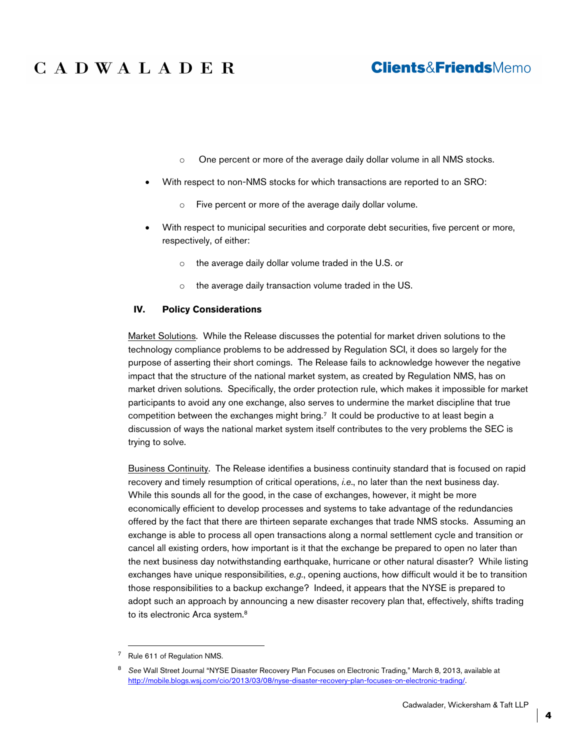- One percent or more of the average daily dollar volume in all NMS stocks.

- With respect to non-NMS stocks for which transactions are reported to an SRO:
  - Five percent or more of the average daily dollar volume.
- With respect to municipal securities and corporate debt securities, five percent or more, respectively, of either:
  - the average daily dollar volume traded in the U.S. or
  - the average daily transaction volume traded in the US.

## IV. Policy Considerations

Market Solutions. While the Release discusses the potential for market driven solutions to the technology compliance problems to be addressed by Regulation SCI, it does so largely for the purpose of asserting their short comings. The Release fails to acknowledge however the negative impact that the structure of the national market system, as created by Regulation NMS, has on market driven solutions. Specifically, the order protection rule, which makes it impossible for market participants to avoid any one exchange, also serves to undermine the market discipline that true competition between the exchanges might bring.[7] It could be productive to at least begin a discussion of ways the national market system itself contributes to the very problems the SEC is trying to solve.

Business Continuity. The Release identifies a business continuity standard that is focused on rapid recovery and timely resumption of critical operations, *i.e.*, no later than the next business day. While this sounds all for the good, in the case of exchanges, however, it might be more economically efficient to develop processes and systems to take advantage of the redundancies offered by the fact that there are thirteen separate exchanges that trade NMS stocks. Assuming an exchange is able to process all open transactions along a normal settlement cycle and transition or cancel all existing orders, how important is it that the exchange be prepared to open no later than the next business day notwithstanding earthquake, hurricane or other natural disaster? While listing exchanges have unique responsibilities, *e.g.*, opening auctions, how difficult would it be to transition those responsibilities to a backup exchange? Indeed, it appears that the NYSE is prepared to adopt such an approach by announcing a new disaster recovery plan that, effectively, shifts trading to its electronic Arca system.[8]

---

[7] Rule 611 of Regulation NMS.

[8] *See* Wall Street Journal "NYSE Disaster Recovery Plan Focuses on Electronic Trading," March 8, 2013, available at http://mobile.blogs.wsj.com/cio/2013/03/08/nyse-disaster-recovery-plan-focuses-on-electronic-trading/.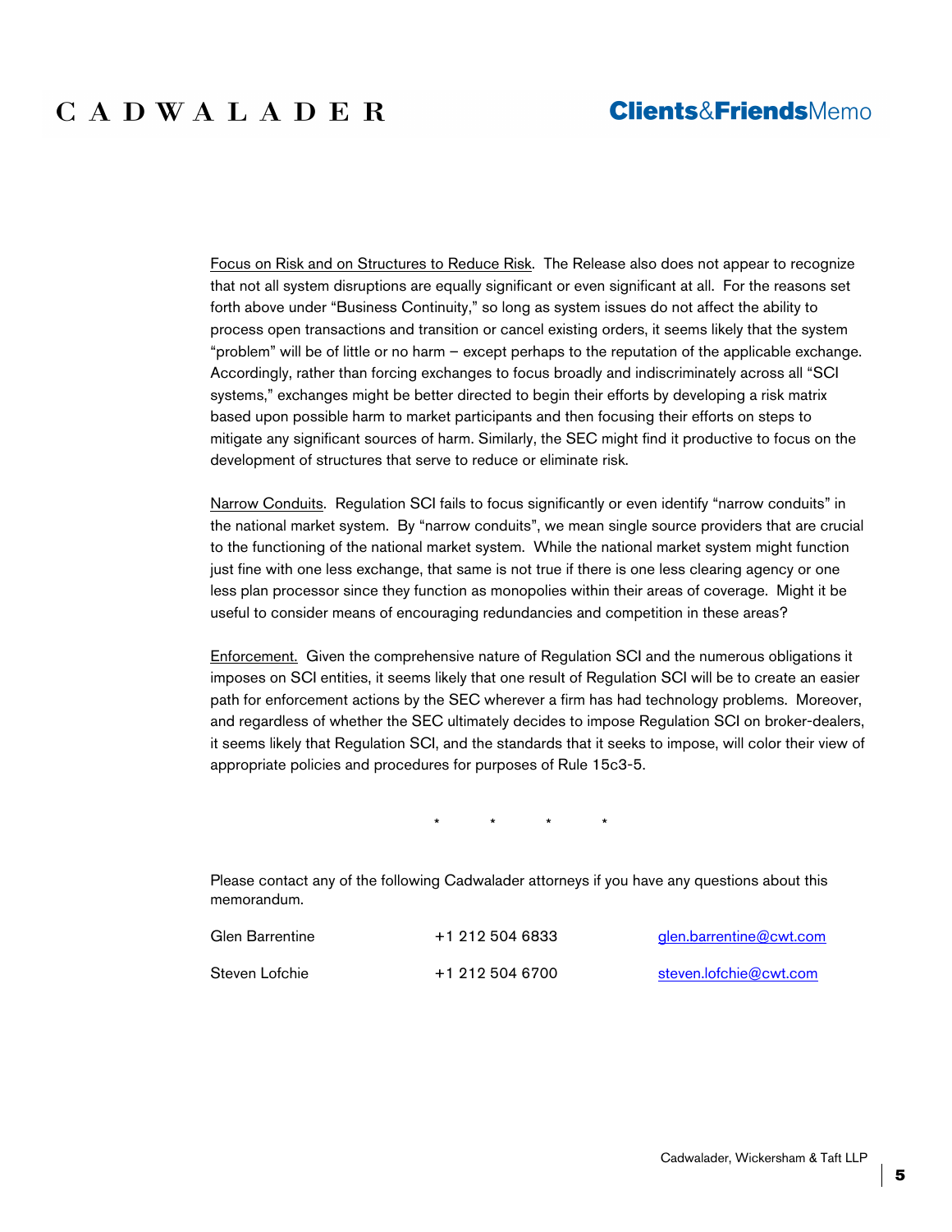<u>Focus on Risk and on Structures to Reduce Risk</u>. The Release also does not appear to recognize that not all system disruptions are equally significant or even significant at all. For the reasons set forth above under "Business Continuity," so long as system issues do not affect the ability to process open transactions and transition or cancel existing orders, it seems likely that the system "problem" will be of little or no harm – except perhaps to the reputation of the applicable exchange. Accordingly, rather than forcing exchanges to focus broadly and indiscriminately across all "SCI systems," exchanges might be better directed to begin their efforts by developing a risk matrix based upon possible harm to market participants and then focusing their efforts on steps to mitigate any significant sources of harm. Similarly, the SEC might find it productive to focus on the development of structures that serve to reduce or eliminate risk.

<u>Narrow Conduits</u>. Regulation SCI fails to focus significantly or even identify "narrow conduits" in the national market system. By "narrow conduits", we mean single source providers that are crucial to the functioning of the national market system. While the national market system might function just fine with one less exchange, that same is not true if there is one less clearing agency or one less plan processor since they function as monopolies within their areas of coverage. Might it be useful to consider means of encouraging redundancies and competition in these areas?

<u>Enforcement.</u> Given the comprehensive nature of Regulation SCI and the numerous obligations it imposes on SCI entities, it seems likely that one result of Regulation SCI will be to create an easier path for enforcement actions by the SEC wherever a firm has had technology problems. Moreover, and regardless of whether the SEC ultimately decides to impose Regulation SCI on broker-dealers, it seems likely that Regulation SCI, and the standards that it seeks to impose, will color their view of appropriate policies and procedures for purposes of Rule 15c3-5.

\* \* \* \*

Please contact any of the following Cadwalader attorneys if you have any questions about this memorandum.

| | | |
|---|---|---|
| Glen Barrentine | +1 212 504 6833 | glen.barrentine@cwt.com |
| Steven Lofchie | +1 212 504 6700 | steven.lofchie@cwt.com |